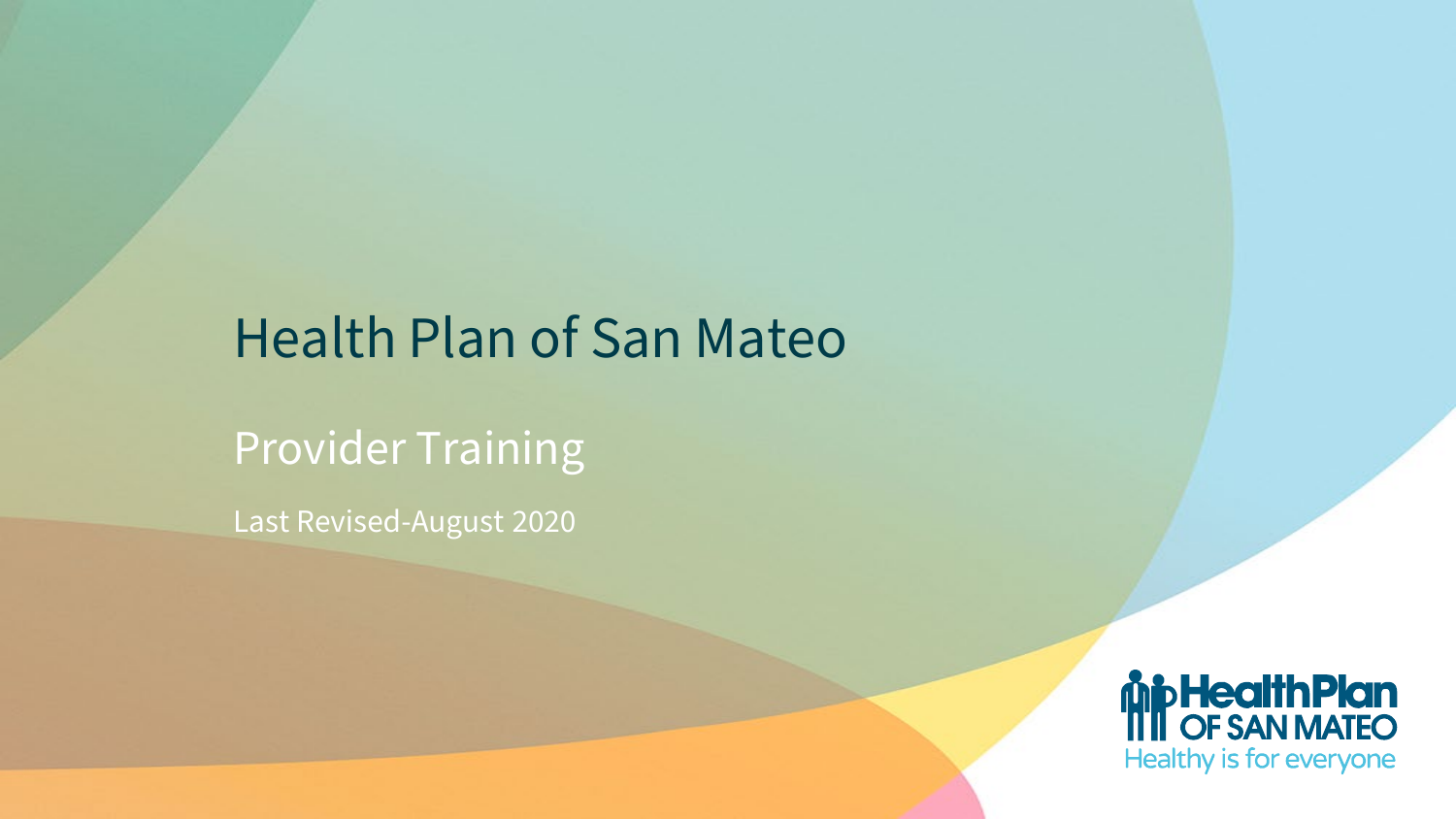# Health Plan of San Mateo

## Provider Training

Last Revised-August 2020

HealthPlan OF SAN MATEO

Healthy is for everyone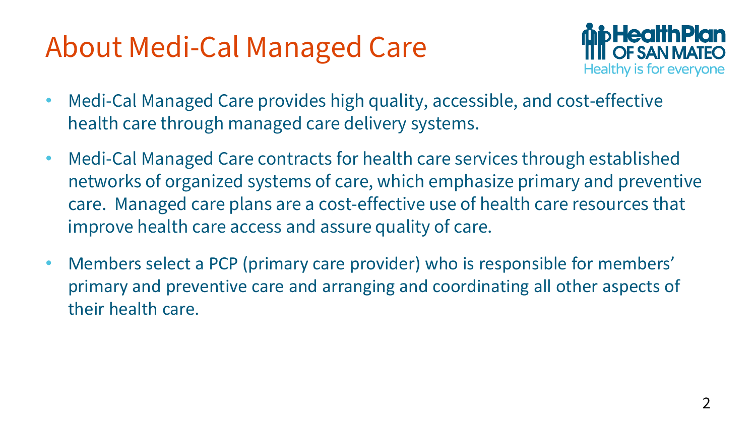# About Medi-Cal Managed Care

- Medi-Cal Managed Care provides high quality, accessible, and cost-effective health care through managed care delivery systems.
- Medi-Cal Managed Care contracts for health care services through established networks of organized systems of care, which emphasize primary and preventive care. Managed care plans are a cost-effective use of health care resources that improve health care access and assure quality of care.
- Members select a PCP (primary care provider) who is responsible for members' primary and preventive care and arranging and coordinating all other aspects of their health care.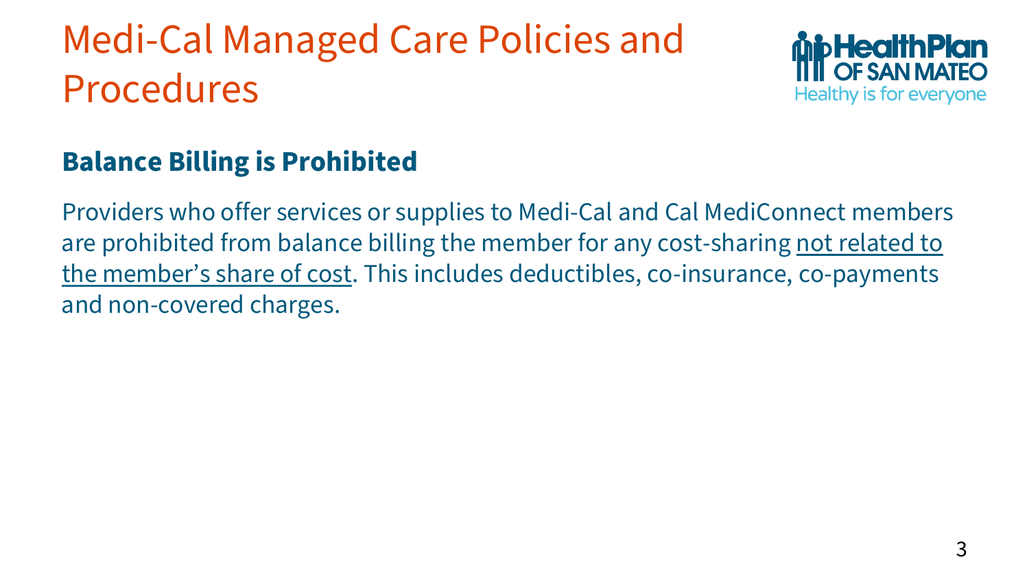# Medi-Cal Managed Care Policies and Procedures

## Balance Billing is Prohibited

Providers who offer services or supplies to Medi-Cal and Cal MediConnect members are prohibited from balance billing the member for any cost-sharing <u>not related to the member's share of cost</u>. This includes deductibles, co-insurance, co-payments and non-covered charges.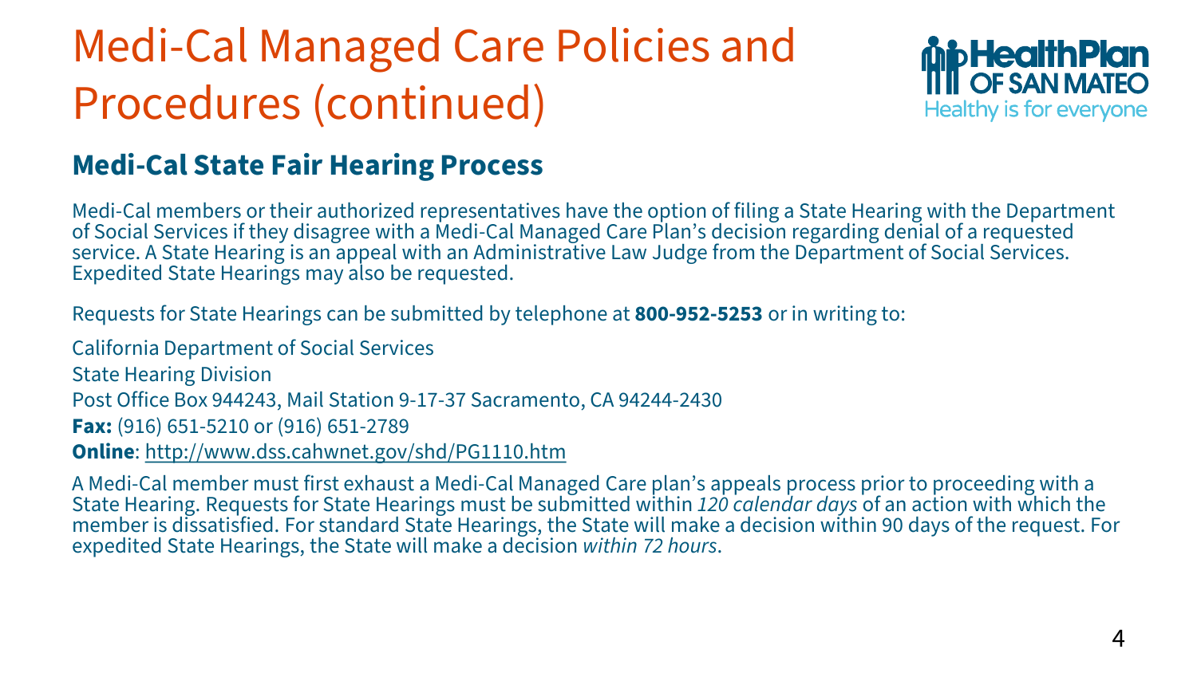# Medi-Cal Managed Care Policies and Procedures (continued)

## Medi-Cal State Fair Hearing Process

Medi-Cal members or their authorized representatives have the option of filing a State Hearing with the Department of Social Services if they disagree with a Medi-Cal Managed Care Plan's decision regarding denial of a requested service. A State Hearing is an appeal with an Administrative Law Judge from the Department of Social Services. Expedited State Hearings may also be requested.

Requests for State Hearings can be submitted by telephone at **800-952-5253** or in writing to:

California Department of Social Services

State Hearing Division

Post Office Box 944243, Mail Station 9-17-37 Sacramento, CA 94244-2430

**Fax:** (916) 651-5210 or (916) 651-2789

**Online**: http://www.dss.cahwnet.gov/shd/PG1110.htm

A Medi-Cal member must first exhaust a Medi-Cal Managed Care plan's appeals process prior to proceeding with a State Hearing. Requests for State Hearings must be submitted within *120 calendar days* of an action with which the member is dissatisfied. For standard State Hearings, the State will make a decision within 90 days of the request. For expedited State Hearings, the State will make a decision *within 72 hours*.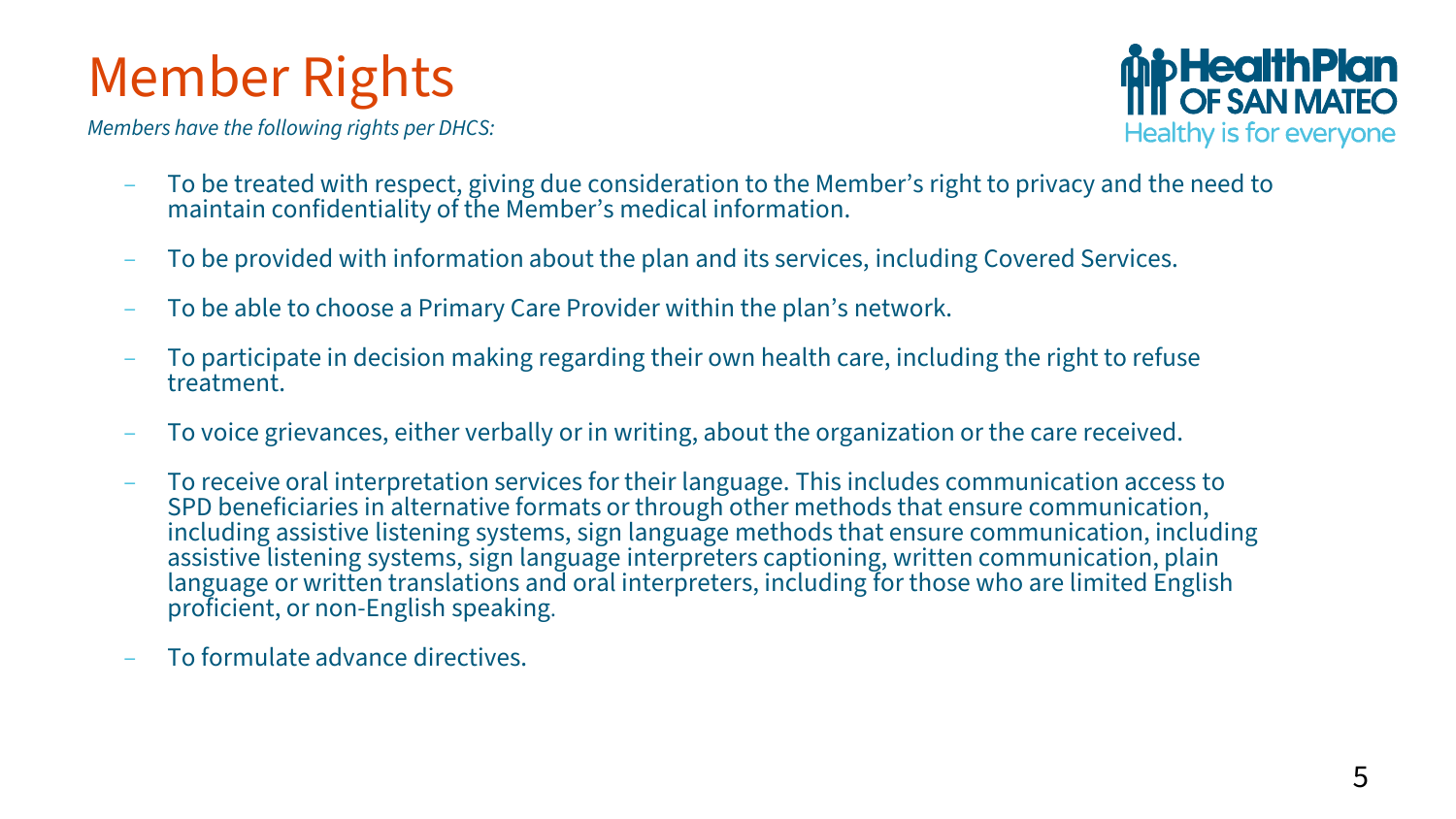# Member Rights

*Members have the following rights per DHCS:*

- To be treated with respect, giving due consideration to the Member's right to privacy and the need to maintain confidentiality of the Member's medical information.
- To be provided with information about the plan and its services, including Covered Services.
- To be able to choose a Primary Care Provider within the plan's network.
- To participate in decision making regarding their own health care, including the right to refuse treatment.
- To voice grievances, either verbally or in writing, about the organization or the care received.
- To receive oral interpretation services for their language. This includes communication access to SPD beneficiaries in alternative formats or through other methods that ensure communication, including assistive listening systems, sign language methods that ensure communication, including assistive listening systems, sign language interpreters captioning, written communication, plain language or written translations and oral interpreters, including for those who are limited English proficient, or non-English speaking.
- To formulate advance directives.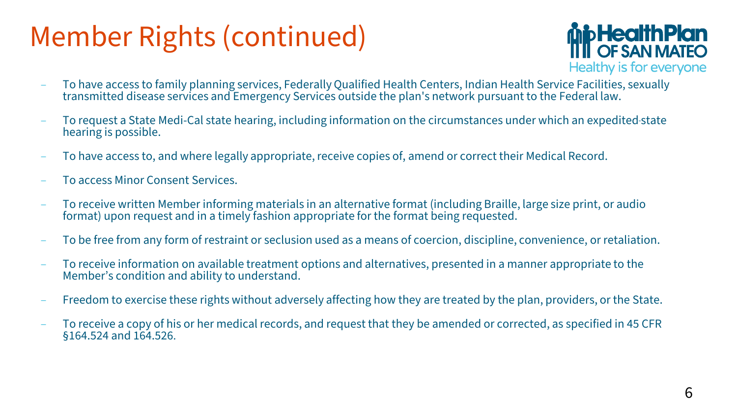# Member Rights (continued)

- To have access to family planning services, Federally Qualified Health Centers, Indian Health Service Facilities, sexually transmitted disease services and Emergency Services outside the plan's network pursuant to the Federal law.
- To request a State Medi-Cal state hearing, including information on the circumstances under which an expedited state hearing is possible.
- To have access to, and where legally appropriate, receive copies of, amend or correct their Medical Record.
- To access Minor Consent Services.
- To receive written Member informing materials in an alternative format (including Braille, large size print, or audio format) upon request and in a timely fashion appropriate for the format being requested.
- To be free from any form of restraint or seclusion used as a means of coercion, discipline, convenience, or retaliation.
- To receive information on available treatment options and alternatives, presented in a manner appropriate to the Member's condition and ability to understand.
- Freedom to exercise these rights without adversely affecting how they are treated by the plan, providers, or the State.
- To receive a copy of his or her medical records, and request that they be amended or corrected, as specified in 45 CFR §164.524 and 164.526.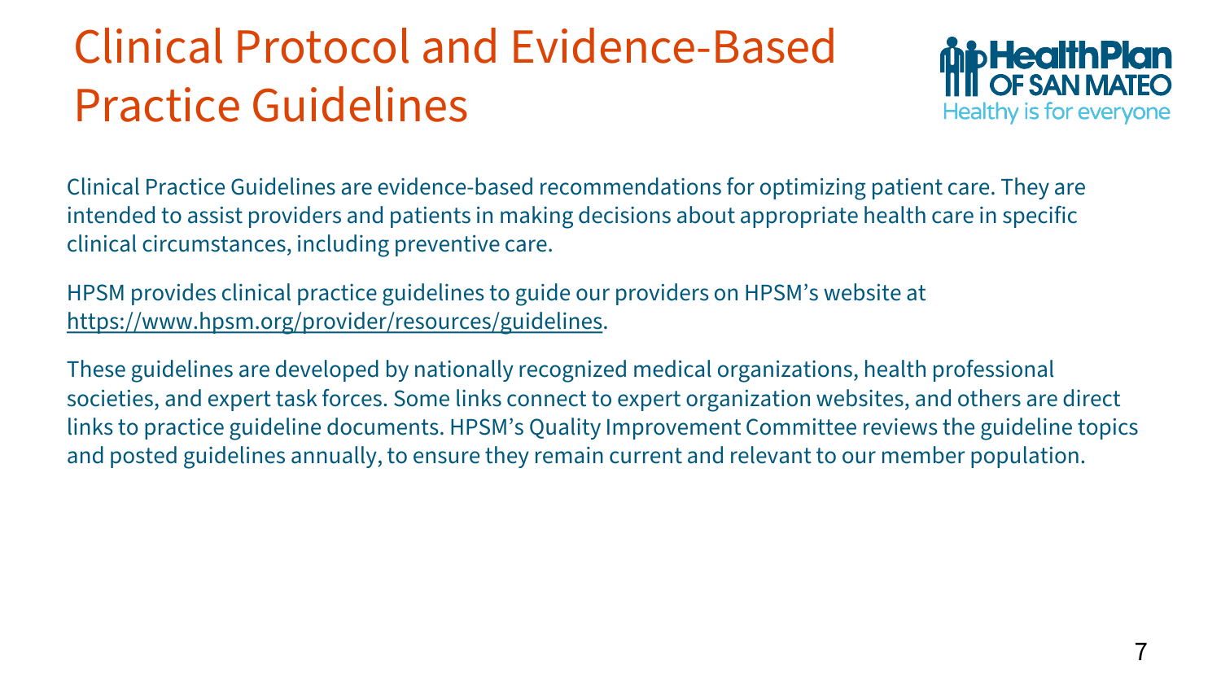# Clinical Protocol and Evidence-Based Practice Guidelines

Clinical Practice Guidelines are evidence-based recommendations for optimizing patient care. They are intended to assist providers and patients in making decisions about appropriate health care in specific clinical circumstances, including preventive care.

HPSM provides clinical practice guidelines to guide our providers on HPSM's website at https://www.hpsm.org/provider/resources/guidelines.

These guidelines are developed by nationally recognized medical organizations, health professional societies, and expert task forces. Some links connect to expert organization websites, and others are direct links to practice guideline documents. HPSM's Quality Improvement Committee reviews the guideline topics and posted guidelines annually, to ensure they remain current and relevant to our member population.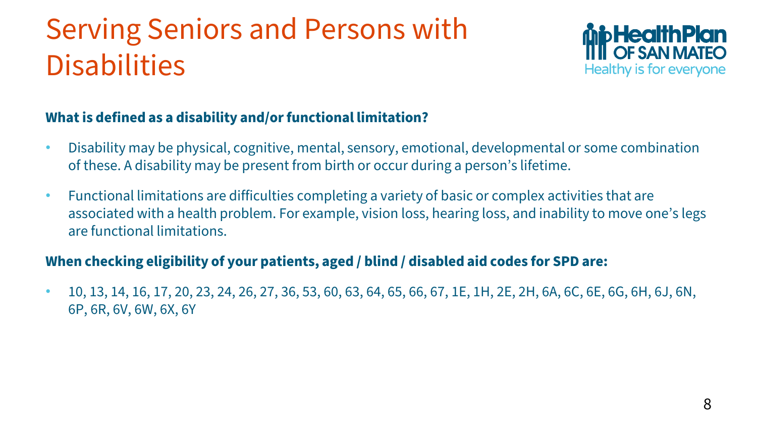# Serving Seniors and Persons with Disabilities

**What is defined as a disability and/or functional limitation?**

- Disability may be physical, cognitive, mental, sensory, emotional, developmental or some combination of these. A disability may be present from birth or occur during a person's lifetime.
- Functional limitations are difficulties completing a variety of basic or complex activities that are associated with a health problem. For example, vision loss, hearing loss, and inability to move one's legs are functional limitations.

**When checking eligibility of your patients, aged / blind / disabled aid codes for SPD are:**

- 10, 13, 14, 16, 17, 20, 23, 24, 26, 27, 36, 53, 60, 63, 64, 65, 66, 67, 1E, 1H, 2E, 2H, 6A, 6C, 6E, 6G, 6H, 6J, 6N, 6P, 6R, 6V, 6W, 6X, 6Y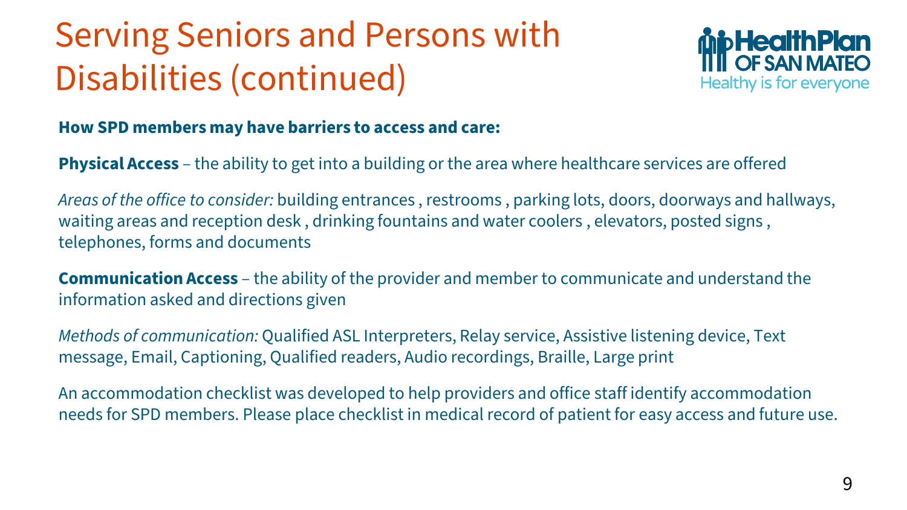# Serving Seniors and Persons with Disabilities (continued)

**How SPD members may have barriers to access and care:**

**Physical Access** – the ability to get into a building or the area where healthcare services are offered

*Areas of the office to consider:* building entrances , restrooms , parking lots, doors, doorways and hallways, waiting areas and reception desk , drinking fountains and water coolers , elevators, posted signs , telephones, forms and documents

**Communication Access** – the ability of the provider and member to communicate and understand the information asked and directions given

*Methods of communication:* Qualified ASL Interpreters, Relay service, Assistive listening device, Text message, Email, Captioning, Qualified readers, Audio recordings, Braille, Large print

An accommodation checklist was developed to help providers and office staff identify accommodation needs for SPD members. Please place checklist in medical record of patient for easy access and future use.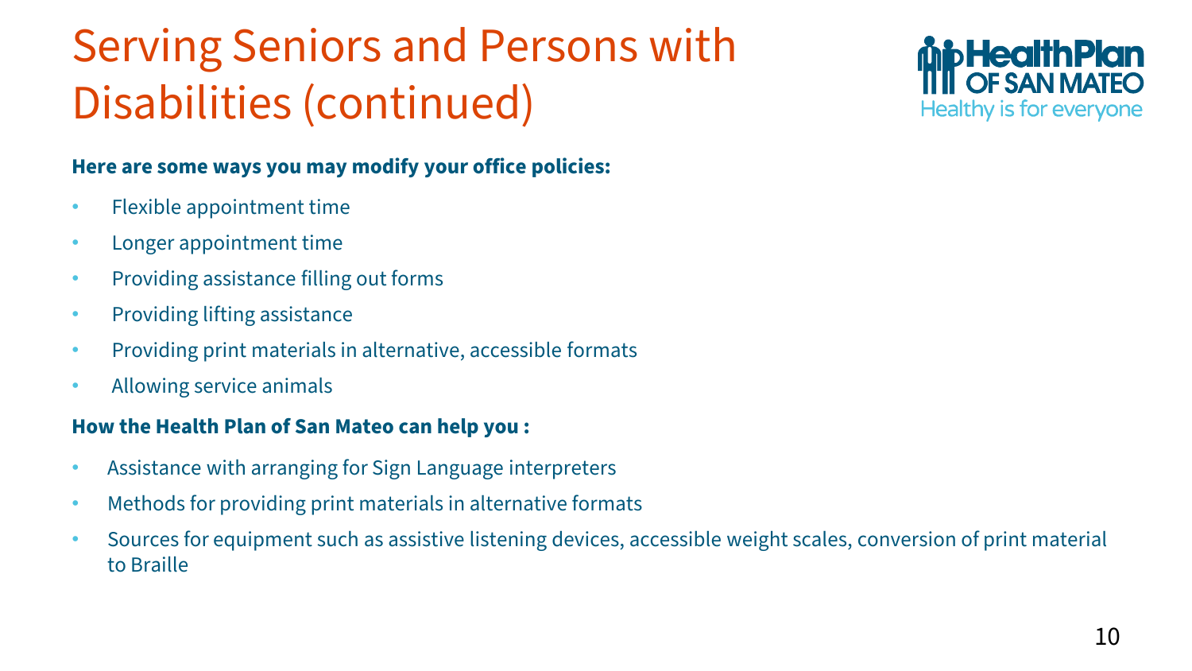# Serving Seniors and Persons with Disabilities (continued)

**Here are some ways you may modify your office policies:**

- Flexible appointment time
- Longer appointment time
- Providing assistance filling out forms
- Providing lifting assistance
- Providing print materials in alternative, accessible formats
- Allowing service animals

**How the Health Plan of San Mateo can help you :**

- Assistance with arranging for Sign Language interpreters
- Methods for providing print materials in alternative formats
- Sources for equipment such as assistive listening devices, accessible weight scales, conversion of print material to Braille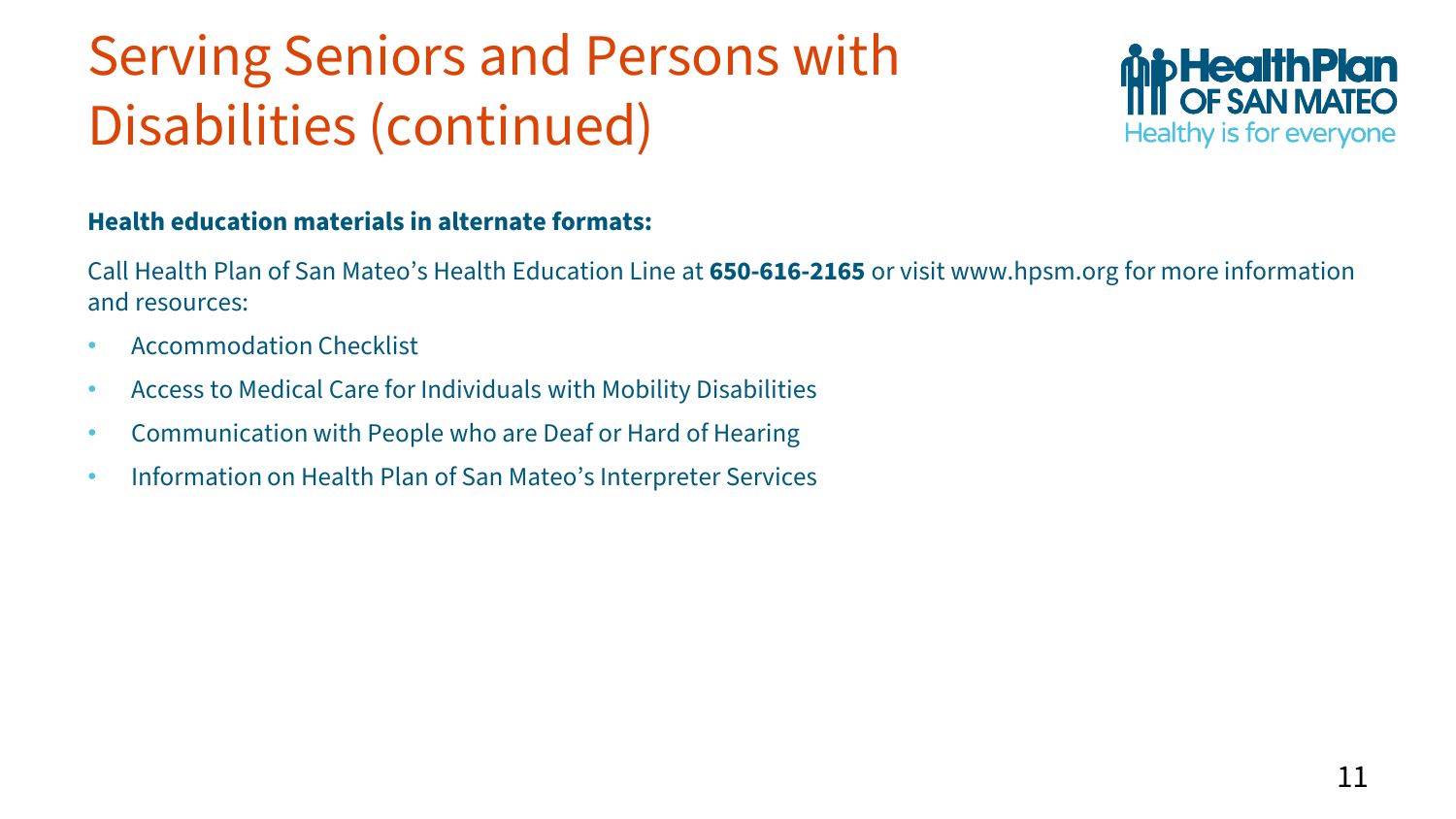# Serving Seniors and Persons with Disabilities (continued)

**Health education materials in alternate formats:**

Call Health Plan of San Mateo's Health Education Line at **650-616-2165** or visit www.hpsm.org for more information and resources:

- Accommodation Checklist
- Access to Medical Care for Individuals with Mobility Disabilities
- Communication with People who are Deaf or Hard of Hearing
- Information on Health Plan of San Mateo's Interpreter Services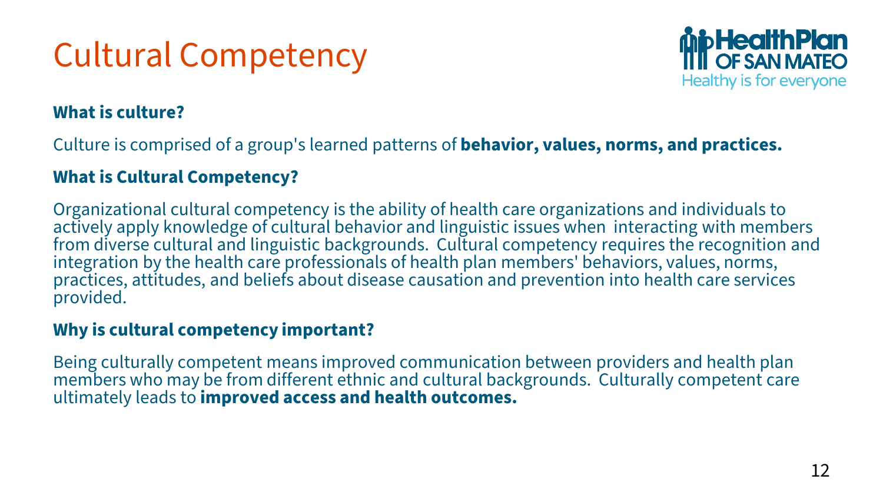# Cultural Competency

HealthPlan OF SAN MATEO
Healthy is for everyone

**What is culture?**

Culture is comprised of a group's learned patterns of **behavior, values, norms, and practices.**

**What is Cultural Competency?**

Organizational cultural competency is the ability of health care organizations and individuals to actively apply knowledge of cultural behavior and linguistic issues when interacting with members from diverse cultural and linguistic backgrounds. Cultural competency requires the recognition and integration by the health care professionals of health plan members' behaviors, values, norms, practices, attitudes, and beliefs about disease causation and prevention into health care services provided.

**Why is cultural competency important?**

Being culturally competent means improved communication between providers and health plan members who may be from different ethnic and cultural backgrounds. Culturally competent care ultimately leads to **improved access and health outcomes.**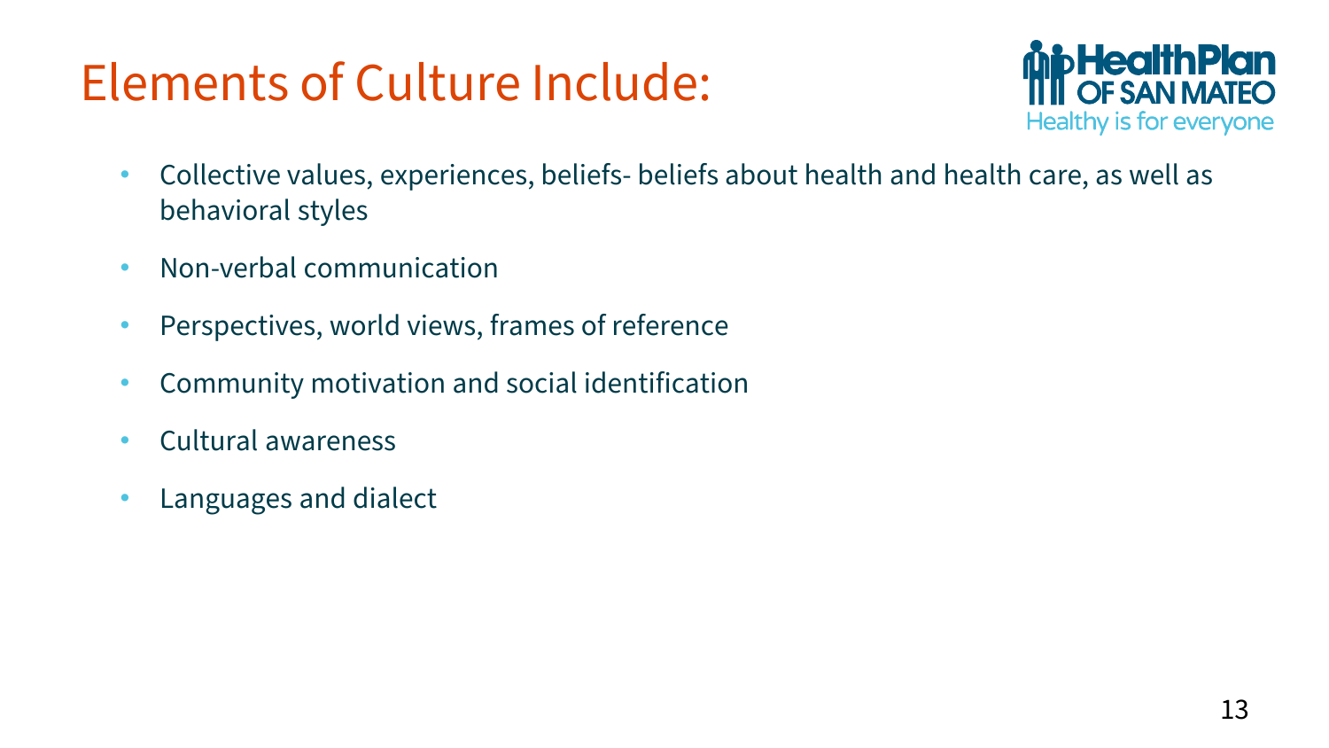# Elements of Culture Include:

- Collective values, experiences, beliefs- beliefs about health and health care, as well as behavioral styles
- Non-verbal communication
- Perspectives, world views, frames of reference
- Community motivation and social identification
- Cultural awareness
- Languages and dialect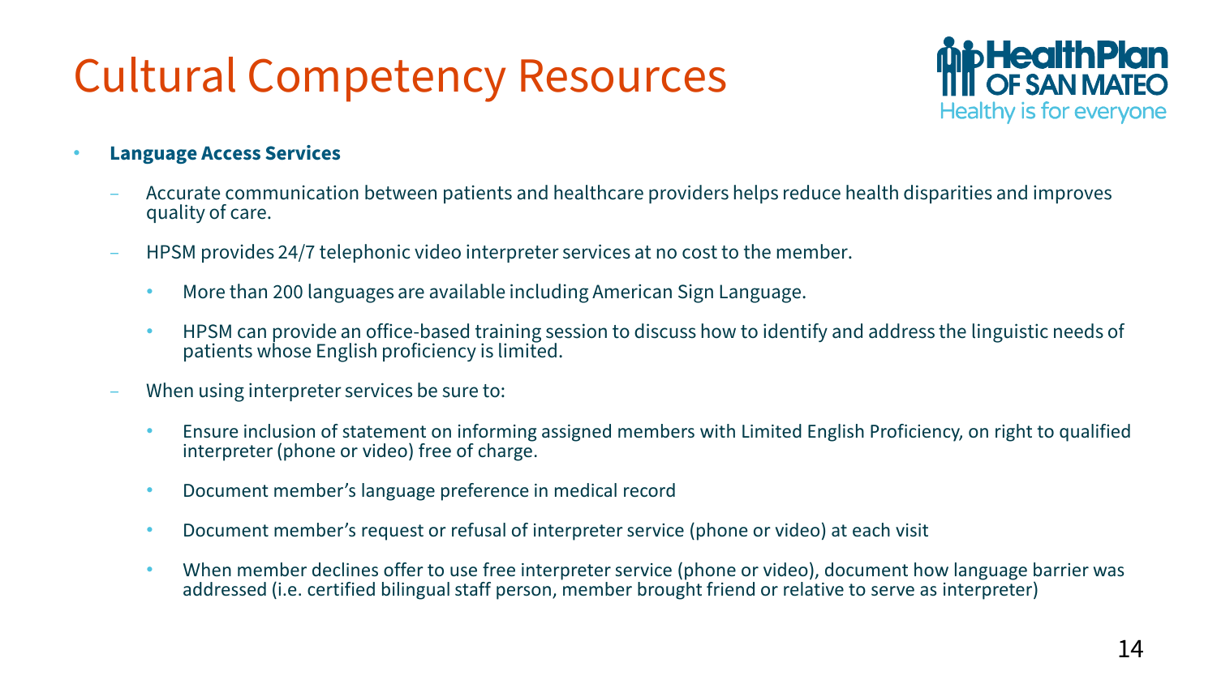# Cultural Competency Resources

HealthPlan OF SAN MATEO
Healthy is for everyone

- **Language Access Services**
  - Accurate communication between patients and healthcare providers helps reduce health disparities and improves quality of care.
  - HPSM provides 24/7 telephonic video interpreter services at no cost to the member.
    - More than 200 languages are available including American Sign Language.
    - HPSM can provide an office-based training session to discuss how to identify and address the linguistic needs of patients whose English proficiency is limited.
  - When using interpreter services be sure to:
    - Ensure inclusion of statement on informing assigned members with Limited English Proficiency, on right to qualified interpreter (phone or video) free of charge.
    - Document member's language preference in medical record
    - Document member's request or refusal of interpreter service (phone or video) at each visit
    - When member declines offer to use free interpreter service (phone or video), document how language barrier was addressed (i.e. certified bilingual staff person, member brought friend or relative to serve as interpreter)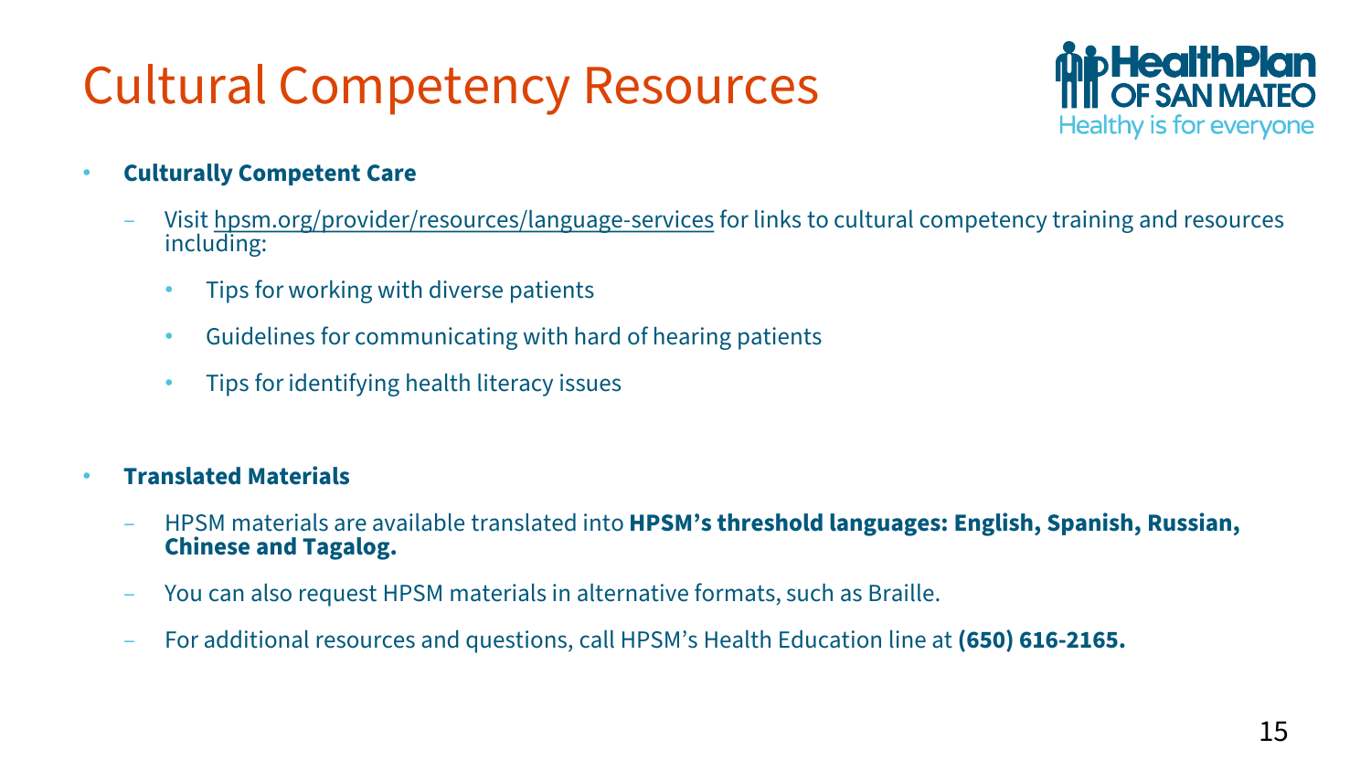# Cultural Competency Resources

- **Culturally Competent Care**
  - Visit hpsm.org/provider/resources/language-services for links to cultural competency training and resources including:
    - Tips for working with diverse patients
    - Guidelines for communicating with hard of hearing patients
    - Tips for identifying health literacy issues

- **Translated Materials**
  - HPSM materials are available translated into **HPSM's threshold languages: English, Spanish, Russian, Chinese and Tagalog.**
  - You can also request HPSM materials in alternative formats, such as Braille.
  - For additional resources and questions, call HPSM's Health Education line at **(650) 616-2165.**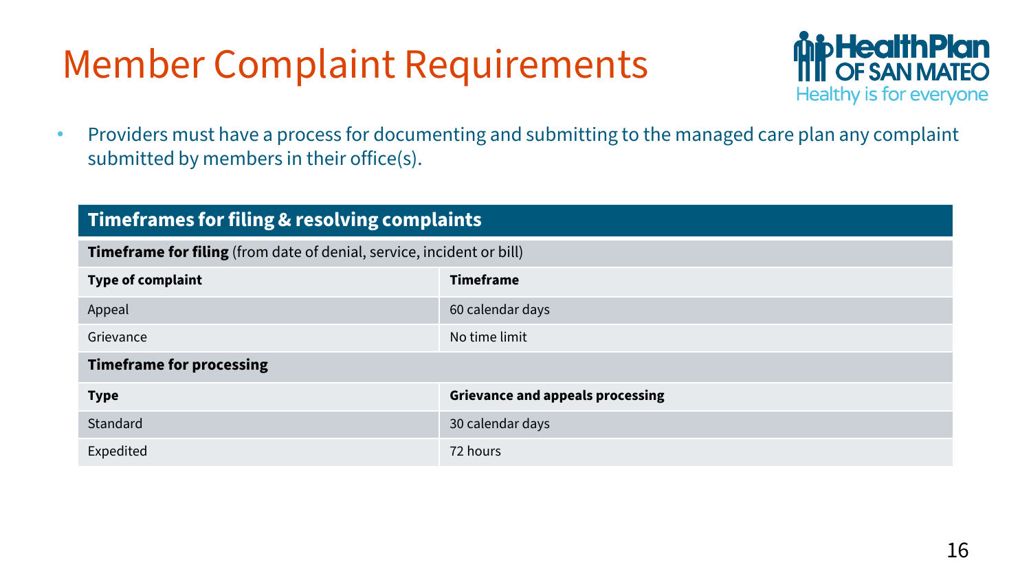# Member Complaint Requirements

- Providers must have a process for documenting and submitting to the managed care plan any complaint submitted by members in their office(s).

| **Timeframes for filing & resolving complaints** | |
|---|---|
| **Timeframe for filing** (from date of denial, service, incident or bill) | |
| **Type of complaint** | **Timeframe** |
| Appeal | 60 calendar days |
| Grievance | No time limit |
| **Timeframe for processing** | |
| **Type** | **Grievance and appeals processing** |
| Standard | 30 calendar days |
| Expedited | 72 hours |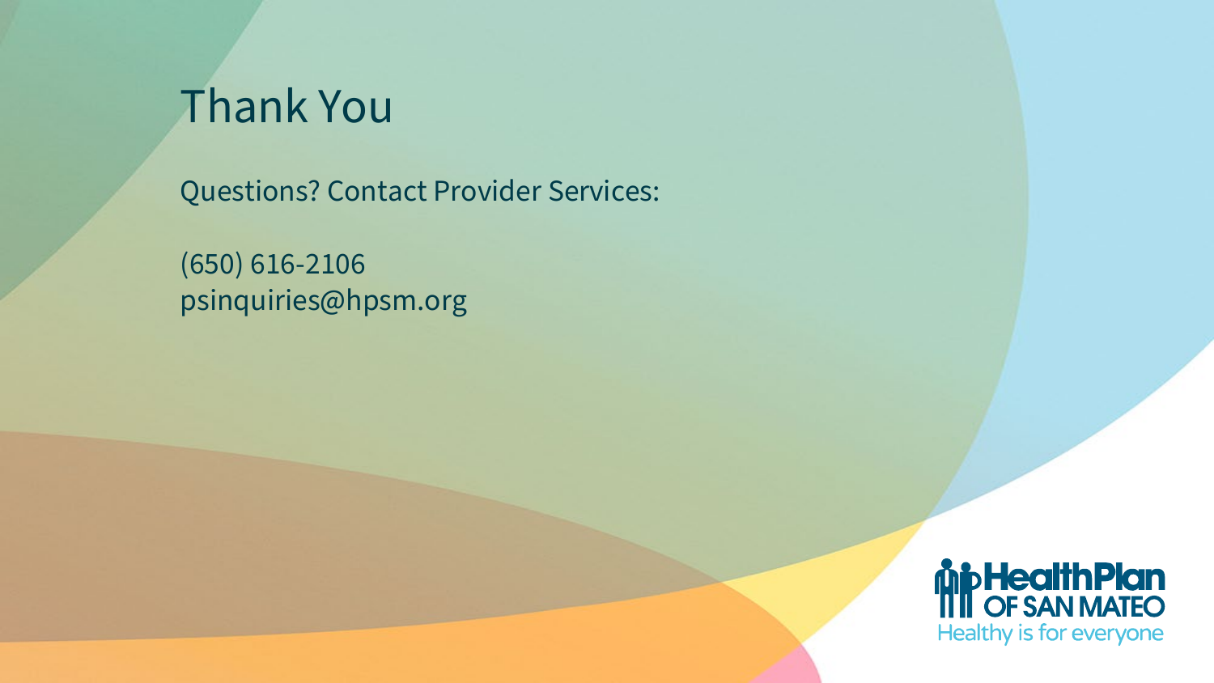# Thank You

Questions? Contact Provider Services:

(650) 616-2106
psinquiries@hpsm.org

HealthPlan OF SAN MATEO
Healthy is for everyone